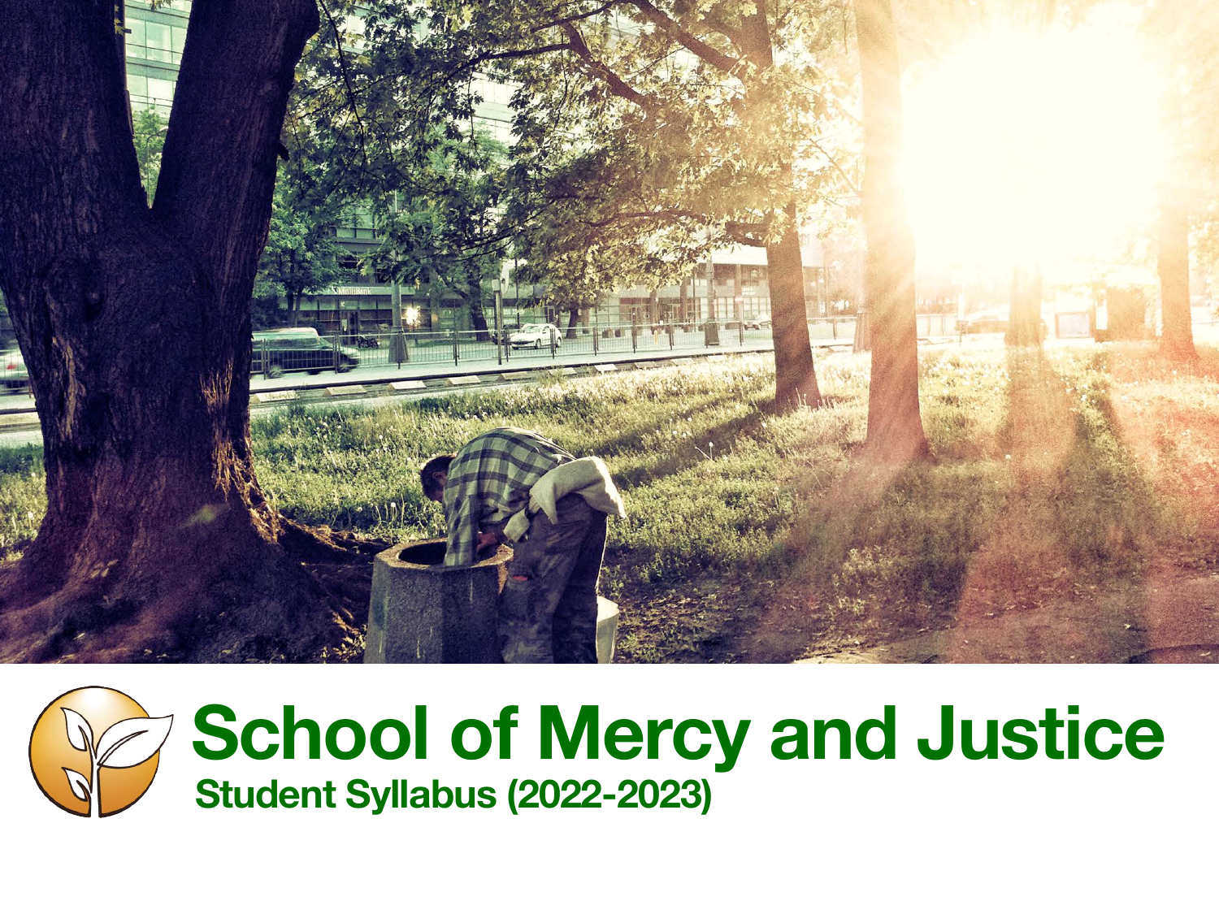# School of Mercy and Justice

## Student Syllabus (2022-2023)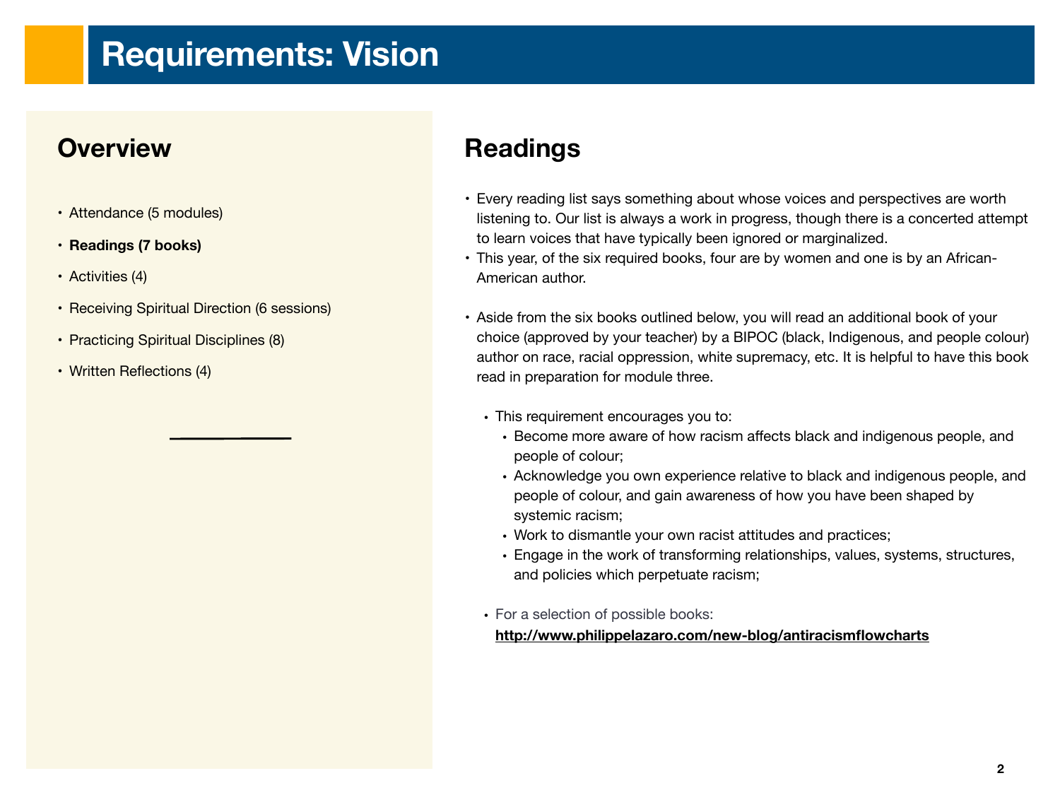# Requirements: Vision

## Overview

- Attendance (5 modules)
- **Readings (7 books)**
- Activities (4)
- Receiving Spiritual Direction (6 sessions)
- Practicing Spiritual Disciplines (8)
- Written Reflections (4)

## Readings

- Every reading list says something about whose voices and perspectives are worth listening to. Our list is always a work in progress, though there is a concerted attempt to learn voices that have typically been ignored or marginalized.
- This year, of the six required books, four are by women and one is by an African-American author.

- Aside from the six books outlined below, you will read an additional book of your choice (approved by your teacher) by a BIPOC (black, Indigenous, and people colour) author on race, racial oppression, white supremacy, etc. It is helpful to have this book read in preparation for module three.

  - This requirement encourages you to:
    - Become more aware of how racism affects black and indigenous people, and people of colour;
    - Acknowledge you own experience relative to black and indigenous people, and people of colour, and gain awareness of how you have been shaped by systemic racism;
    - Work to dismantle your own racist attitudes and practices;
    - Engage in the work of transforming relationships, values, systems, structures, and policies which perpetuate racism;

  - For a selection of possible books: **http://www.philippelazaro.com/new-blog/antiracismflowcharts**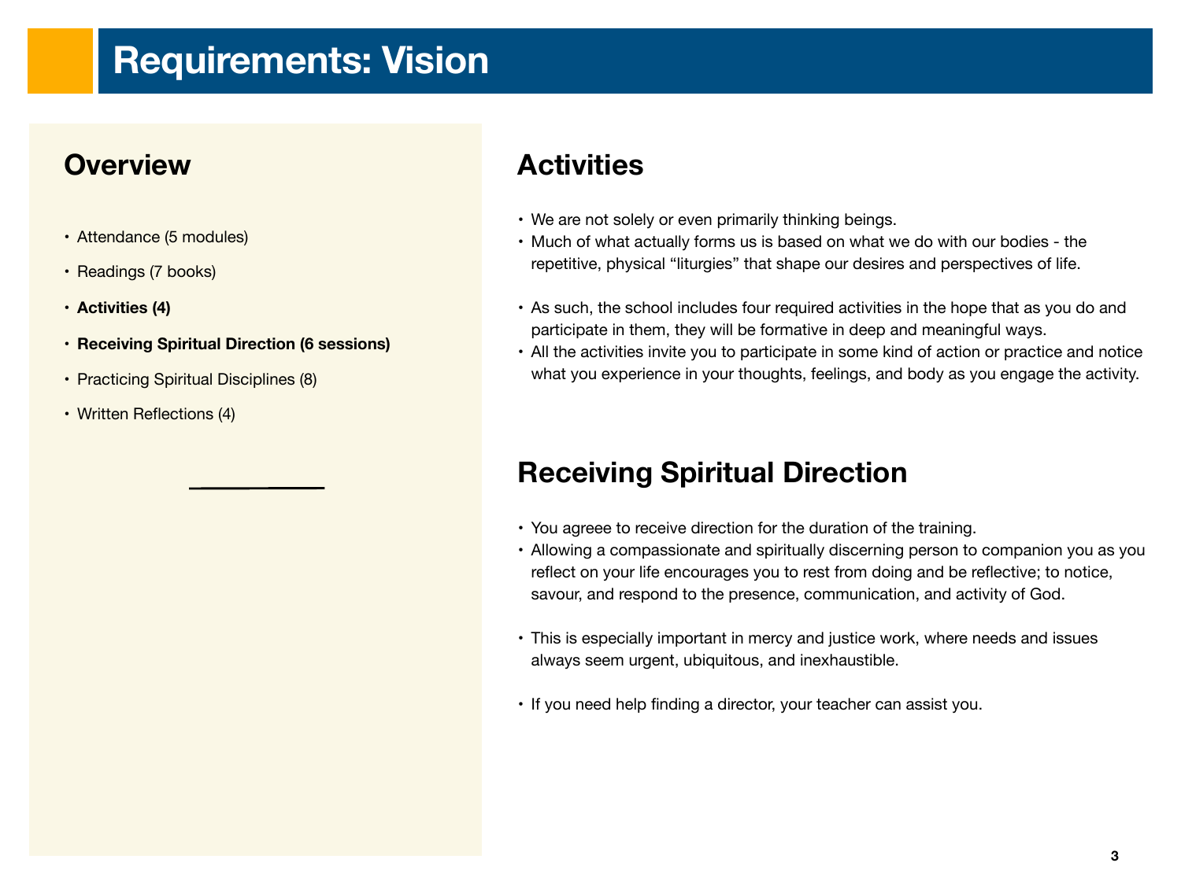# Requirements: Vision

## Overview

- Attendance (5 modules)
- Readings (7 books)
- **Activities (4)**
- **Receiving Spiritual Direction (6 sessions)**
- Practicing Spiritual Disciplines (8)
- Written Reflections (4)

## Activities

- We are not solely or even primarily thinking beings.
- Much of what actually forms us is based on what we do with our bodies - the repetitive, physical "liturgies" that shape our desires and perspectives of life.

- As such, the school includes four required activities in the hope that as you do and participate in them, they will be formative in deep and meaningful ways.
- All the activities invite you to participate in some kind of action or practice and notice what you experience in your thoughts, feelings, and body as you engage the activity.

## Receiving Spiritual Direction

- You agreee to receive direction for the duration of the training.
- Allowing a compassionate and spiritually discerning person to companion you as you reflect on your life encourages you to rest from doing and be reflective; to notice, savour, and respond to the presence, communication, and activity of God.

- This is especially important in mercy and justice work, where needs and issues always seem urgent, ubiquitous, and inexhaustible.

- If you need help finding a director, your teacher can assist you.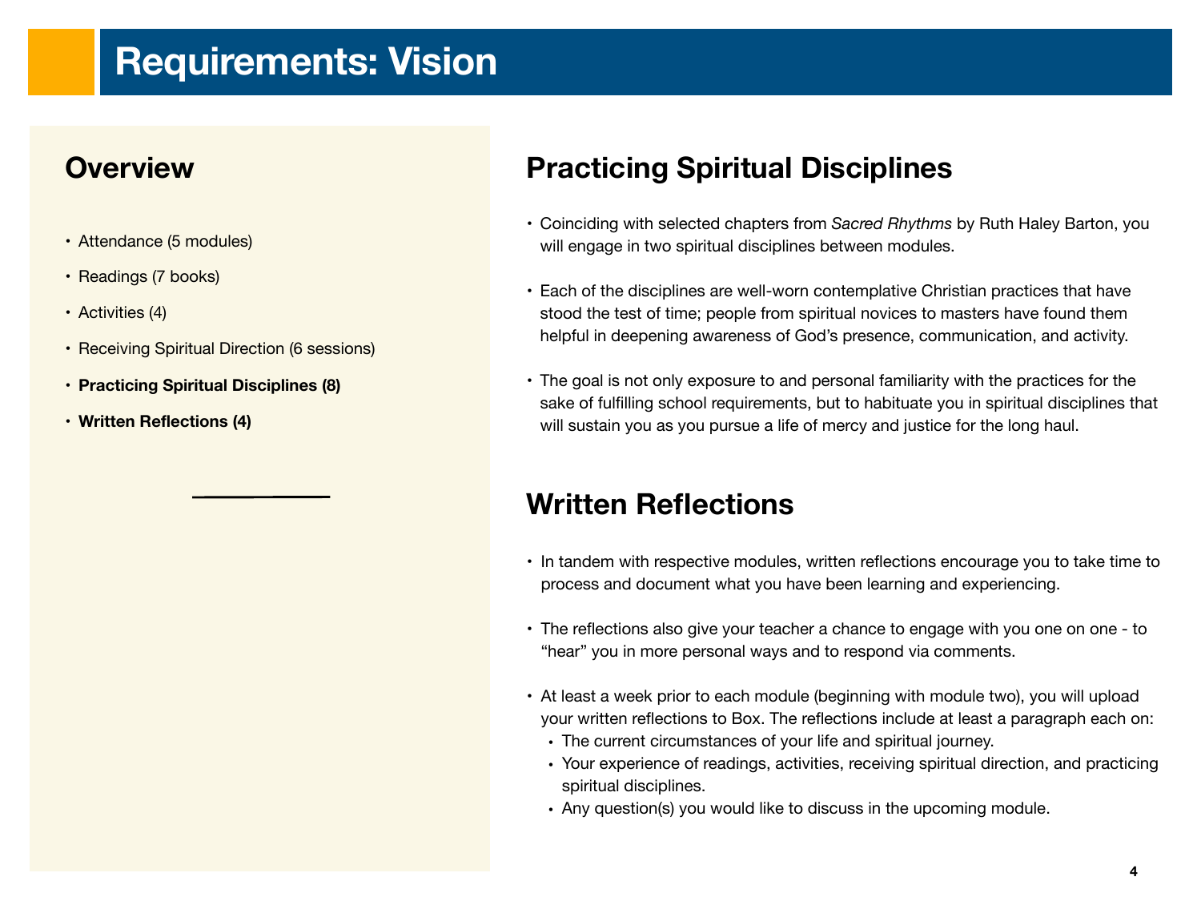# Requirements: Vision

## Overview

- Attendance (5 modules)
- Readings (7 books)
- Activities (4)
- Receiving Spiritual Direction (6 sessions)
- **Practicing Spiritual Disciplines (8)**
- **Written Reflections (4)**

## Practicing Spiritual Disciplines

- Coinciding with selected chapters from *Sacred Rhythms* by Ruth Haley Barton, you will engage in two spiritual disciplines between modules.
- Each of the disciplines are well-worn contemplative Christian practices that have stood the test of time; people from spiritual novices to masters have found them helpful in deepening awareness of God's presence, communication, and activity.
- The goal is not only exposure to and personal familiarity with the practices for the sake of fulfilling school requirements, but to habituate you in spiritual disciplines that will sustain you as you pursue a life of mercy and justice for the long haul.

## Written Reflections

- In tandem with respective modules, written reflections encourage you to take time to process and document what you have been learning and experiencing.
- The reflections also give your teacher a chance to engage with you one on one - to "hear" you in more personal ways and to respond via comments.
- At least a week prior to each module (beginning with module two), you will upload your written reflections to Box. The reflections include at least a paragraph each on:
  - The current circumstances of your life and spiritual journey.
  - Your experience of readings, activities, receiving spiritual direction, and practicing spiritual disciplines.
  - Any question(s) you would like to discuss in the upcoming module.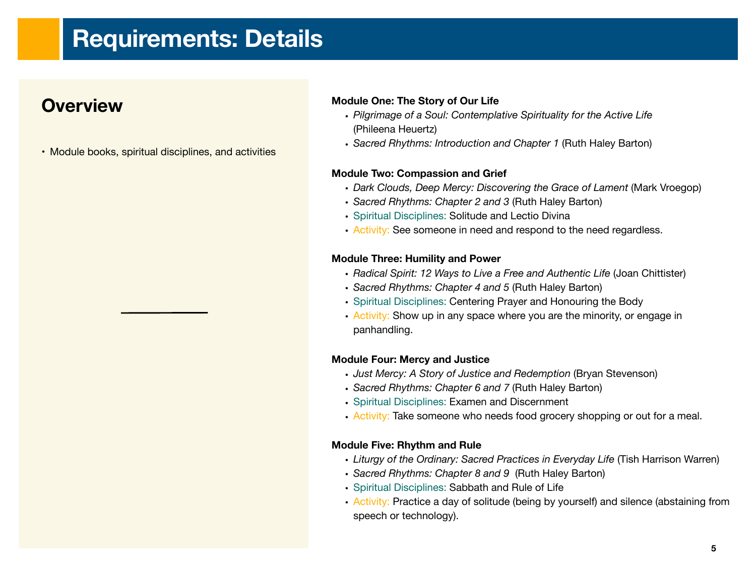# Requirements: Details

## Overview

- Module books, spiritual disciplines, and activities

**Module One: The Story of Our Life**

- *Pilgrimage of a Soul: Contemplative Spirituality for the Active Life* (Phileena Heuertz)
- *Sacred Rhythms: Introduction and Chapter 1* (Ruth Haley Barton)

**Module Two: Compassion and Grief**

- *Dark Clouds, Deep Mercy: Discovering the Grace of Lament* (Mark Vroegop)
- *Sacred Rhythms: Chapter 2 and 3* (Ruth Haley Barton)
- Spiritual Disciplines: Solitude and Lectio Divina
- Activity: See someone in need and respond to the need regardless.

**Module Three: Humility and Power**

- *Radical Spirit: 12 Ways to Live a Free and Authentic Life* (Joan Chittister)
- *Sacred Rhythms: Chapter 4 and 5* (Ruth Haley Barton)
- Spiritual Disciplines: Centering Prayer and Honouring the Body
- Activity: Show up in any space where you are the minority, or engage in panhandling.

**Module Four: Mercy and Justice**

- *Just Mercy: A Story of Justice and Redemption* (Bryan Stevenson)
- *Sacred Rhythms: Chapter 6 and 7* (Ruth Haley Barton)
- Spiritual Disciplines: Examen and Discernment
- Activity: Take someone who needs food grocery shopping or out for a meal.

**Module Five: Rhythm and Rule**

- *Liturgy of the Ordinary: Sacred Practices in Everyday Life* (Tish Harrison Warren)
- *Sacred Rhythms: Chapter 8 and 9* (Ruth Haley Barton)
- Spiritual Disciplines: Sabbath and Rule of Life
- Activity: Practice a day of solitude (being by yourself) and silence (abstaining from speech or technology).